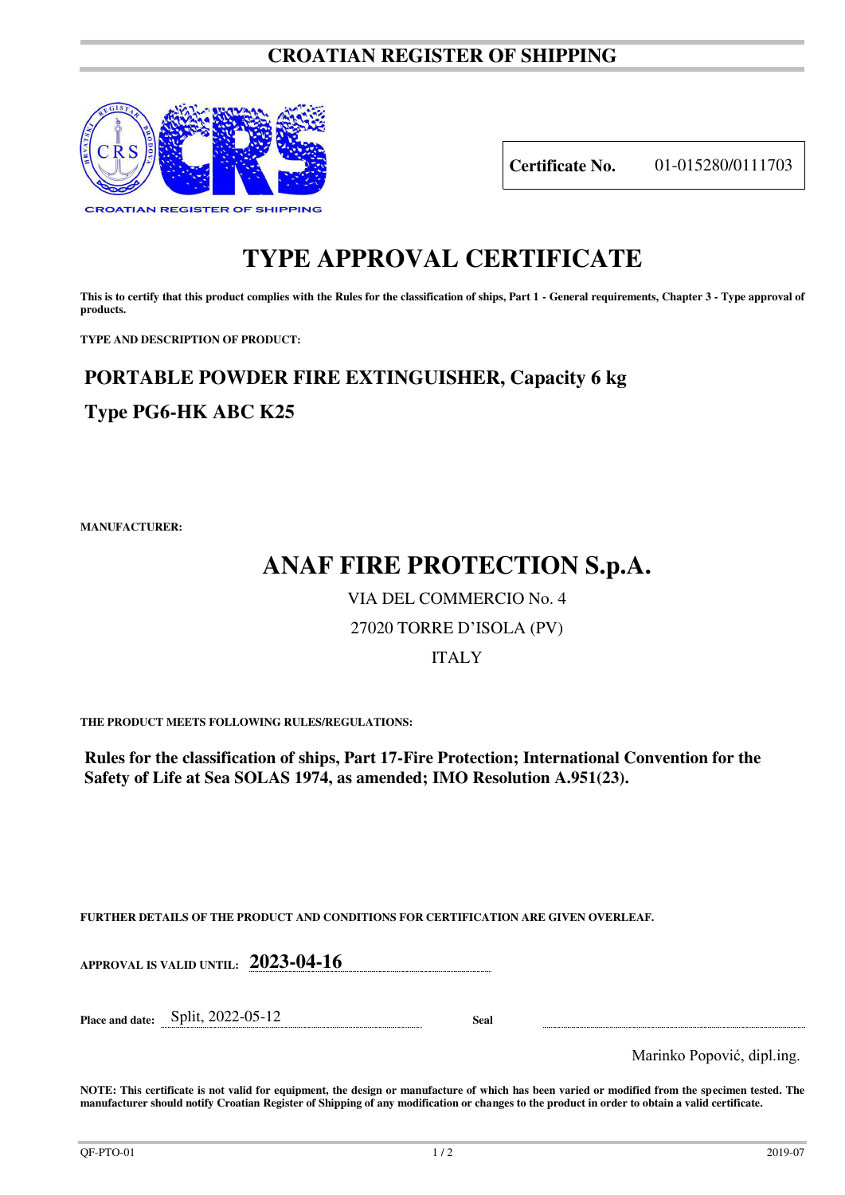# CROATIAN REGISTER OF SHIPPING

CROATIAN REGISTER OF SHIPPING

**Certificate No.** 01-015280/0111703

# TYPE APPROVAL CERTIFICATE

**This is to certify that this product complies with the Rules for the classification of ships, Part 1 - General requirements, Chapter 3 - Type approval of products.**

**TYPE AND DESCRIPTION OF PRODUCT:**

## PORTABLE POWDER FIRE EXTINGUISHER, Capacity 6 kg

## Type PG6-HK ABC K25

**MANUFACTURER:**

## ANAF FIRE PROTECTION S.p.A.

VIA DEL COMMERCIO No. 4

27020 TORRE D'ISOLA (PV)

ITALY

**THE PRODUCT MEETS FOLLOWING RULES/REGULATIONS:**

**Rules for the classification of ships, Part 17-Fire Protection; International Convention for the Safety of Life at Sea SOLAS 1974, as amended; IMO Resolution A.951(23).**

**FURTHER DETAILS OF THE PRODUCT AND CONDITIONS FOR CERTIFICATION ARE GIVEN OVERLEAF.**

**APPROVAL IS VALID UNTIL:** **2023-04-16**

**Place and date:** Split, 2022-05-12

**Seal**

Marinko Popović, dipl.ing.

**NOTE: This certificate is not valid for equipment, the design or manufacture of which has been varied or modified from the specimen tested. The manufacturer should notify Croatian Register of Shipping of any modification or changes to the product in order to obtain a valid certificate.**

QF-PTO-01 2019-07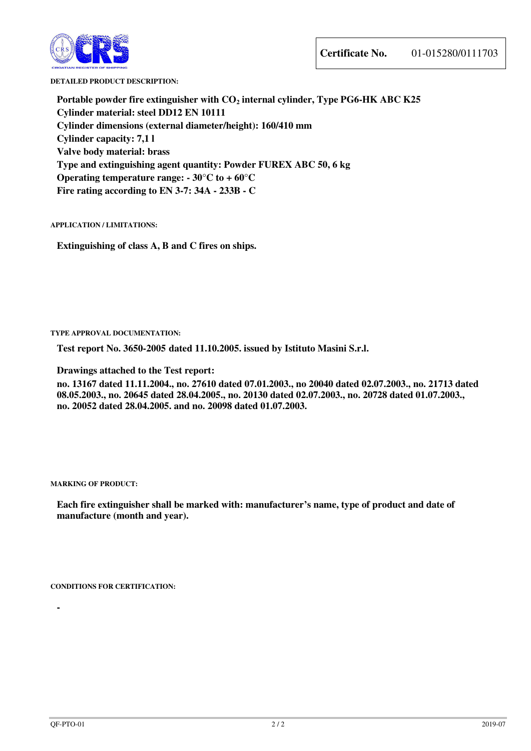**Certificate No.** 01-015280/0111703

### DETAILED PRODUCT DESCRIPTION:

**Portable powder fire extinguisher with $CO_2$ internal cylinder, Type PG6-HK ABC K25**
**Cylinder material: steel DD12 EN 10111**
**Cylinder dimensions (external diameter/height): 160/410 mm**
**Cylinder capacity: 7,1 l**
**Valve body material: brass**
**Type and extinguishing agent quantity: Powder FUREX ABC 50, 6 kg**
**Operating temperature range: - 30°C to + 60°C**
**Fire rating according to EN 3-7: 34A - 233B - C**

### APPLICATION / LIMITATIONS:

**Extinguishing of class A, B and C fires on ships.**

### TYPE APPROVAL DOCUMENTATION:

**Test report No. 3650-2005 dated 11.10.2005. issued by Istituto Masini S.r.l.**

**Drawings attached to the Test report:**

**no. 13167 dated 11.11.2004., no. 27610 dated 07.01.2003., no 20040 dated 02.07.2003., no. 21713 dated 08.05.2003., no. 20645 dated 28.04.2005., no. 20130 dated 02.07.2003., no. 20728 dated 01.07.2003., no. 20052 dated 28.04.2005. and no. 20098 dated 01.07.2003.**

### MARKING OF PRODUCT:

**Each fire extinguisher shall be marked with: manufacturer's name, type of product and date of manufacture (month and year).**

### CONDITIONS FOR CERTIFICATION:

-